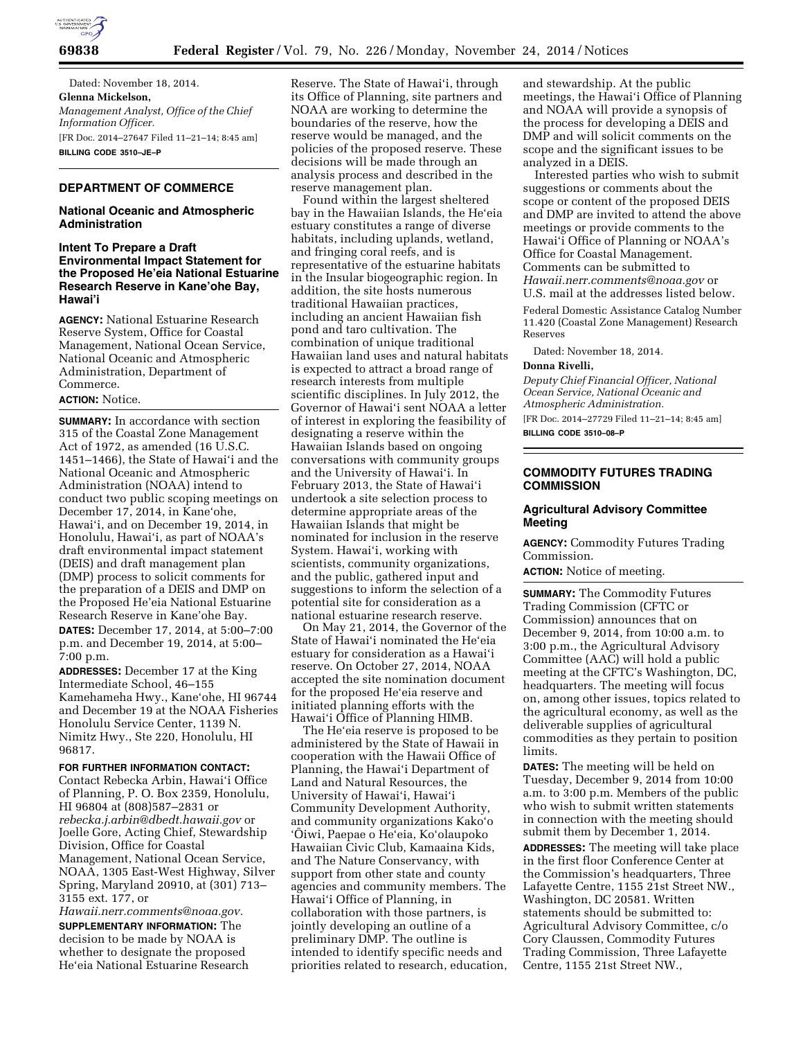Dated: November 18, 2014.

**Glenna Mickelson,**

*Management Analyst, Office of the Chief Information Officer.*

[FR Doc. 2014–27647 Filed 11–21–14; 8:45 am]

**BILLING CODE 3510–JE–P**

## DEPARTMENT OF COMMERCE

### National Oceanic and Atmospheric Administration

### Intent To Prepare a Draft Environmental Impact Statement for the Proposed He'eia National Estuarine Research Reserve in Kane'ohe Bay, Hawai'i

**AGENCY:** National Estuarine Research Reserve System, Office for Coastal Management, National Ocean Service, National Oceanic and Atmospheric Administration, Department of Commerce.

**ACTION:** Notice.

**SUMMARY:** In accordance with section 315 of the Coastal Zone Management Act of 1972, as amended (16 U.S.C. 1451–1466), the State of Hawai'i and the National Oceanic and Atmospheric Administration (NOAA) intend to conduct two public scoping meetings on December 17, 2014, in Kane'ohe, Hawai'i, and on December 19, 2014, in Honolulu, Hawai'i, as part of NOAA's draft environmental impact statement (DEIS) and draft management plan (DMP) process to solicit comments for the preparation of a DEIS and DMP on the Proposed He'eia National Estuarine Research Reserve in Kane'ohe Bay.

**DATES:** December 17, 2014, at 5:00–7:00 p.m. and December 19, 2014, at 5:00–7:00 p.m.

**ADDRESSES:** December 17 at the King Intermediate School, 46–155 Kamehameha Hwy., Kane'ohe, HI 96744 and December 19 at the NOAA Fisheries Honolulu Service Center, 1139 N. Nimitz Hwy., Ste 220, Honolulu, HI 96817.

**FOR FURTHER INFORMATION CONTACT:** Contact Rebecka Arbin, Hawai'i Office of Planning, P. O. Box 2359, Honolulu, HI 96804 at (808)587–2831 or *rebecka.j.arbin@dbedt.hawaii.gov* or Joelle Gore, Acting Chief, Stewardship Division, Office for Coastal Management, National Ocean Service, NOAA, 1305 East-West Highway, Silver Spring, Maryland 20910, at (301) 713–3155 ext. 177, or *Hawaii.nerr.comments@noaa.gov.*

**SUPPLEMENTARY INFORMATION:** The decision to be made by NOAA is whether to designate the proposed He'eia National Estuarine Research Reserve. The State of Hawai'i, through its Office of Planning, site partners and NOAA are working to determine the boundaries of the reserve, how the reserve would be managed, and the policies of the proposed reserve. These decisions will be made through an analysis process and described in the reserve management plan.

Found within the largest sheltered bay in the Hawaiian Islands, the He'eia estuary constitutes a range of diverse habitats, including uplands, wetland, and fringing coral reefs, and is representative of the estuarine habitats in the Insular biogeographic region. In addition, the site hosts numerous traditional Hawaiian practices, including an ancient Hawaiian fish pond and taro cultivation. The combination of unique traditional Hawaiian land uses and natural habitats is expected to attract a broad range of research interests from multiple scientific disciplines. In July 2012, the Governor of Hawai'i sent NOAA a letter of interest in exploring the feasibility of designating a reserve within the Hawaiian Islands based on ongoing conversations with community groups and the University of Hawai'i. In February 2013, the State of Hawai'i undertook a site selection process to determine appropriate areas of the Hawaiian Islands that might be nominated for inclusion in the reserve System. Hawai'i, working with scientists, community organizations, and the public, gathered input and suggestions to inform the selection of a potential site for consideration as a national estuarine research reserve.

On May 21, 2014, the Governor of the State of Hawai'i nominated the He'eia estuary for consideration as a Hawai'i reserve. On October 27, 2014, NOAA accepted the site nomination document for the proposed He'eia reserve and initiated planning efforts with the Hawai'i Office of Planning HIMB.

The He'eia reserve is proposed to be administered by the State of Hawaii in cooperation with the Hawaii Office of Planning, the Hawai'i Department of Land and Natural Resources, the University of Hawai'i, Hawai'i Community Development Authority, and community organizations Kako'o 'Ōiwi, Paepae o He'eia, Ko'olaupoko Hawaiian Civic Club, Kamaaina Kids, and The Nature Conservancy, with support from other state and county agencies and community members. The Hawai'i Office of Planning, in collaboration with those partners, is jointly developing an outline of a preliminary DMP. The outline is intended to identify specific needs and priorities related to research, education, and stewardship. At the public meetings, the Hawai'i Office of Planning and NOAA will provide a synopsis of the process for developing a DEIS and DMP and will solicit comments on the scope and the significant issues to be analyzed in a DEIS.

Interested parties who wish to submit suggestions or comments about the scope or content of the proposed DEIS and DMP are invited to attend the above meetings or provide comments to the Hawai'i Office of Planning or NOAA's Office for Coastal Management. Comments can be submitted to *Hawaii.nerr.comments@noaa.gov* or U.S. mail at the addresses listed below.

Federal Domestic Assistance Catalog Number 11.420 (Coastal Zone Management) Research Reserves

Dated: November 18, 2014.

**Donna Rivelli,**

*Deputy Chief Financial Officer, National Ocean Service, National Oceanic and Atmospheric Administration.*

[FR Doc. 2014–27729 Filed 11–21–14; 8:45 am]

**BILLING CODE 3510–08–P**

## COMMODITY FUTURES TRADING COMMISSION

### Agricultural Advisory Committee Meeting

**AGENCY:** Commodity Futures Trading Commission.

**ACTION:** Notice of meeting.

**SUMMARY:** The Commodity Futures Trading Commission (CFTC or Commission) announces that on December 9, 2014, from 10:00 a.m. to 3:00 p.m., the Agricultural Advisory Committee (AAC) will hold a public meeting at the CFTC's Washington, DC, headquarters. The meeting will focus on, among other issues, topics related to the agricultural economy, as well as the deliverable supplies of agricultural commodities as they pertain to position limits.

**DATES:** The meeting will be held on Tuesday, December 9, 2014 from 10:00 a.m. to 3:00 p.m. Members of the public who wish to submit written statements in connection with the meeting should submit them by December 1, 2014.

**ADDRESSES:** The meeting will take place in the first floor Conference Center at the Commission's headquarters, Three Lafayette Centre, 1155 21st Street NW., Washington, DC 20581. Written statements should be submitted to: Agricultural Advisory Committee, c/o Cory Claussen, Commodity Futures Trading Commission, Three Lafayette Centre, 1155 21st Street NW.,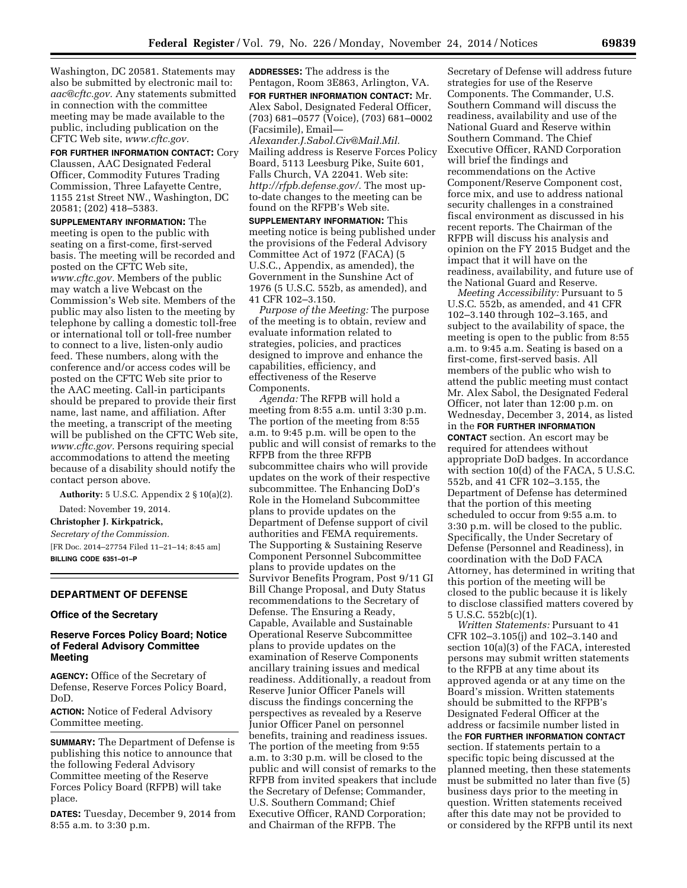Washington, DC 20581. Statements may also be submitted by electronic mail to: *aac@cftc.gov.* Any statements submitted in connection with the committee meeting may be made available to the public, including publication on the CFTC Web site, *www.cftc.gov.*

**FOR FURTHER INFORMATION CONTACT:** Cory Claussen, AAC Designated Federal Officer, Commodity Futures Trading Commission, Three Lafayette Centre, 1155 21st Street NW., Washington, DC 20581; (202) 418–5383.

**SUPPLEMENTARY INFORMATION:** The meeting is open to the public with seating on a first-come, first-served basis. The meeting will be recorded and posted on the CFTC Web site, *www.cftc.gov.* Members of the public may watch a live Webcast on the Commission's Web site. Members of the public may also listen to the meeting by telephone by calling a domestic toll-free or international toll or toll-free number to connect to a live, listen-only audio feed. These numbers, along with the conference and/or access codes will be posted on the CFTC Web site prior to the AAC meeting. Call-in participants should be prepared to provide their first name, last name, and affiliation. After the meeting, a transcript of the meeting will be published on the CFTC Web site, *www.cftc.gov.* Persons requiring special accommodations to attend the meeting because of a disability should notify the contact person above.

**Authority:** 5 U.S.C. Appendix 2 § 10(a)(2).

Dated: November 19, 2014.

**Christopher J. Kirkpatrick,**

*Secretary of the Commission.*

[FR Doc. 2014–27754 Filed 11–21–14; 8:45 am]

**BILLING CODE 6351–01–P**

## DEPARTMENT OF DEFENSE

### Office of the Secretary

### Reserve Forces Policy Board; Notice of Federal Advisory Committee Meeting

**AGENCY:** Office of the Secretary of Defense, Reserve Forces Policy Board, DoD.

**ACTION:** Notice of Federal Advisory Committee meeting.

**SUMMARY:** The Department of Defense is publishing this notice to announce that the following Federal Advisory Committee meeting of the Reserve Forces Policy Board (RFPB) will take place.

**DATES:** Tuesday, December 9, 2014 from 8:55 a.m. to 3:30 p.m.

**ADDRESSES:** The address is the Pentagon, Room 3E863, Arlington, VA.

**FOR FURTHER INFORMATION CONTACT:** Mr. Alex Sabol, Designated Federal Officer, (703) 681–0577 (Voice), (703) 681–0002 (Facsimile), Email—*Alexander.J.Sabol.Civ@Mail.Mil.* Mailing address is Reserve Forces Policy Board, 5113 Leesburg Pike, Suite 601, Falls Church, VA 22041. Web site: *http://rfpb.defense.gov/.* The most up-to-date changes to the meeting can be found on the RFPB's Web site.

**SUPPLEMENTARY INFORMATION:** This meeting notice is being published under the provisions of the Federal Advisory Committee Act of 1972 (FACA) (5 U.S.C., Appendix, as amended), the Government in the Sunshine Act of 1976 (5 U.S.C. 552b, as amended), and 41 CFR 102–3.150.

*Purpose of the Meeting:* The purpose of the meeting is to obtain, review and evaluate information related to strategies, policies, and practices designed to improve and enhance the capabilities, efficiency, and effectiveness of the Reserve Components.

*Agenda:* The RFPB will hold a meeting from 8:55 a.m. until 3:30 p.m. The portion of the meeting from 8:55 a.m. to 9:45 p.m. will be open to the public and will consist of remarks to the RFPB from the three RFPB subcommittee chairs who will provide updates on the work of their respective subcommittee. The Enhancing DoD's Role in the Homeland Subcommittee plans to provide updates on the Department of Defense support of civil authorities and FEMA requirements. The Supporting & Sustaining Reserve Component Personnel Subcommittee plans to provide updates on the Survivor Benefits Program, Post 9/11 GI Bill Change Proposal, and Duty Status recommendations to the Secretary of Defense. The Ensuring a Ready, Capable, Available and Sustainable Operational Reserve Subcommittee plans to provide updates on the examination of Reserve Components ancillary training issues and medical readiness. Additionally, a readout from Reserve Junior Officer Panels will discuss the findings concerning the perspectives as revealed by a Reserve Junior Officer Panel on personnel benefits, training and readiness issues. The portion of the meeting from 9:55 a.m. to 3:30 p.m. will be closed to the public and will consist of remarks to the RFPB from invited speakers that include the Secretary of Defense; Commander, U.S. Southern Command; Chief Executive Officer, RAND Corporation; and Chairman of the RFPB. The Secretary of Defense will address future strategies for use of the Reserve Components. The Commander, U.S. Southern Command will discuss the readiness, availability and use of the National Guard and Reserve within Southern Command. The Chief Executive Officer, RAND Corporation will brief the findings and recommendations on the Active Component/Reserve Component cost, force mix, and use to address national security challenges in a constrained fiscal environment as discussed in his recent reports. The Chairman of the RFPB will discuss his analysis and opinion on the FY 2015 Budget and the impact that it will have on the readiness, availability, and future use of the National Guard and Reserve.

*Meeting Accessibility:* Pursuant to 5 U.S.C. 552b, as amended, and 41 CFR 102–3.140 through 102–3.165, and subject to the availability of space, the meeting is open to the public from 8:55 a.m. to 9:45 a.m. Seating is based on a first-come, first-served basis. All members of the public who wish to attend the public meeting must contact Mr. Alex Sabol, the Designated Federal Officer, not later than 12:00 p.m. on Wednesday, December 3, 2014, as listed in the **FOR FURTHER INFORMATION CONTACT** section. An escort may be required for attendees without appropriate DoD badges. In accordance with section 10(d) of the FACA, 5 U.S.C. 552b, and 41 CFR 102–3.155, the Department of Defense has determined that the portion of this meeting scheduled to occur from 9:55 a.m. to 3:30 p.m. will be closed to the public. Specifically, the Under Secretary of Defense (Personnel and Readiness), in coordination with the DoD FACA Attorney, has determined in writing that this portion of the meeting will be closed to the public because it is likely to disclose classified matters covered by 5 U.S.C. 552b(c)(1).

*Written Statements:* Pursuant to 41 CFR 102–3.105(j) and 102–3.140 and section 10(a)(3) of the FACA, interested persons may submit written statements to the RFPB at any time about its approved agenda or at any time on the Board's mission. Written statements should be submitted to the RFPB's Designated Federal Officer at the address or facsimile number listed in the **FOR FURTHER INFORMATION CONTACT** section. If statements pertain to a specific topic being discussed at the planned meeting, then these statements must be submitted no later than five (5) business days prior to the meeting in question. Written statements received after this date may not be provided to or considered by the RFPB until its next